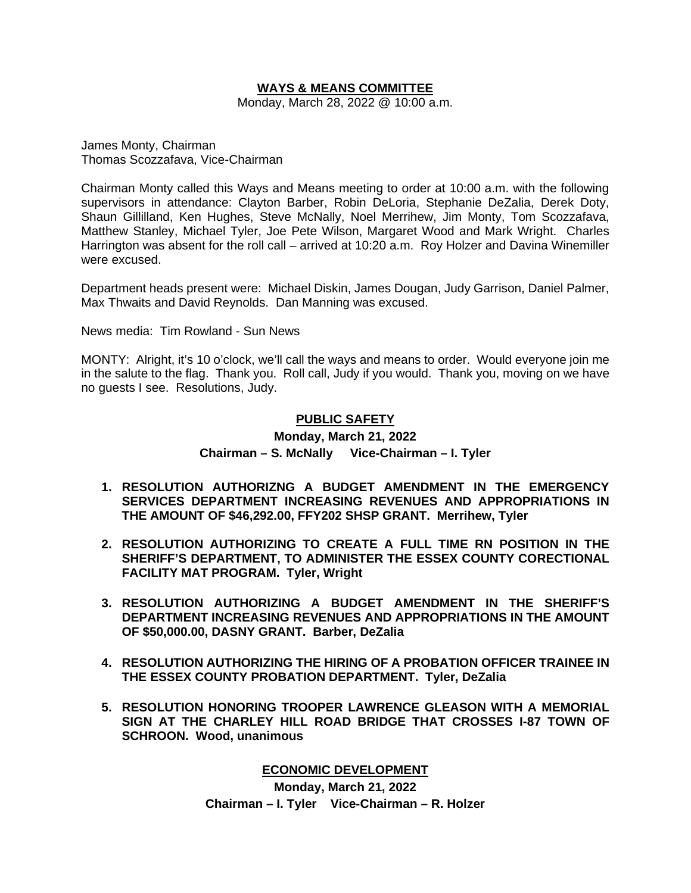**WAYS & MEANS COMMITTEE**

Monday, March 28, 2022 @ 10:00 a.m.

James Monty, Chairman
Thomas Scozzafava, Vice-Chairman

Chairman Monty called this Ways and Means meeting to order at 10:00 a.m. with the following supervisors in attendance: Clayton Barber, Robin DeLoria, Stephanie DeZalia, Derek Doty, Shaun Gillilland, Ken Hughes, Steve McNally, Noel Merrihew, Jim Monty, Tom Scozzafava, Matthew Stanley, Michael Tyler, Joe Pete Wilson, Margaret Wood and Mark Wright. Charles Harrington was absent for the roll call – arrived at 10:20 a.m. Roy Holzer and Davina Winemiller were excused.

Department heads present were: Michael Diskin, James Dougan, Judy Garrison, Daniel Palmer, Max Thwaits and David Reynolds. Dan Manning was excused.

News media: Tim Rowland - Sun News

MONTY: Alright, it's 10 o'clock, we'll call the ways and means to order. Would everyone join me in the salute to the flag. Thank you. Roll call, Judy if you would. Thank you, moving on we have no guests I see. Resolutions, Judy.

**PUBLIC SAFETY**

**Monday, March 21, 2022**

**Chairman – S. McNally Vice-Chairman – I. Tyler**

1. **RESOLUTION AUTHORIZNG A BUDGET AMENDMENT IN THE EMERGENCY SERVICES DEPARTMENT INCREASING REVENUES AND APPROPRIATIONS IN THE AMOUNT OF $46,292.00, FFY202 SHSP GRANT. Merrihew, Tyler**

2. **RESOLUTION AUTHORIZING TO CREATE A FULL TIME RN POSITION IN THE SHERIFF'S DEPARTMENT, TO ADMINISTER THE ESSEX COUNTY CORECTIONAL FACILITY MAT PROGRAM. Tyler, Wright**

3. **RESOLUTION AUTHORIZING A BUDGET AMENDMENT IN THE SHERIFF'S DEPARTMENT INCREASING REVENUES AND APPROPRIATIONS IN THE AMOUNT OF $50,000.00, DASNY GRANT. Barber, DeZalia**

4. **RESOLUTION AUTHORIZING THE HIRING OF A PROBATION OFFICER TRAINEE IN THE ESSEX COUNTY PROBATION DEPARTMENT. Tyler, DeZalia**

5. **RESOLUTION HONORING TROOPER LAWRENCE GLEASON WITH A MEMORIAL SIGN AT THE CHARLEY HILL ROAD BRIDGE THAT CROSSES I-87 TOWN OF SCHROON. Wood, unanimous**

**ECONOMIC DEVELOPMENT**

**Monday, March 21, 2022**

**Chairman – I. Tyler Vice-Chairman – R. Holzer**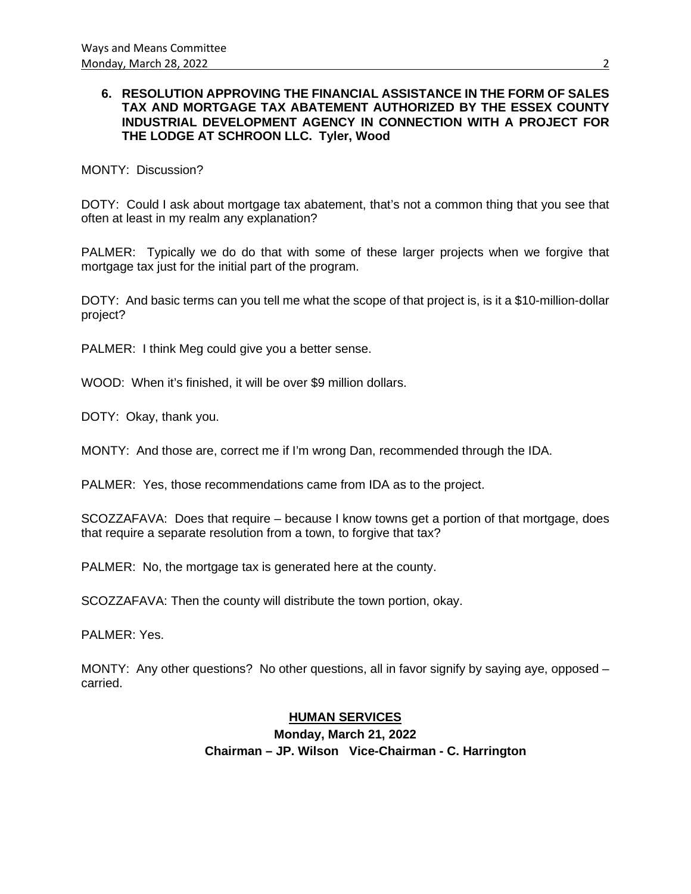**6. RESOLUTION APPROVING THE FINANCIAL ASSISTANCE IN THE FORM OF SALES TAX AND MORTGAGE TAX ABATEMENT AUTHORIZED BY THE ESSEX COUNTY INDUSTRIAL DEVELOPMENT AGENCY IN CONNECTION WITH A PROJECT FOR THE LODGE AT SCHROON LLC. Tyler, Wood**

MONTY: Discussion?

DOTY: Could I ask about mortgage tax abatement, that's not a common thing that you see that often at least in my realm any explanation?

PALMER: Typically we do do that with some of these larger projects when we forgive that mortgage tax just for the initial part of the program.

DOTY: And basic terms can you tell me what the scope of that project is, is it a $10-million-dollar project?

PALMER: I think Meg could give you a better sense.

WOOD: When it's finished, it will be over $9 million dollars.

DOTY: Okay, thank you.

MONTY: And those are, correct me if I'm wrong Dan, recommended through the IDA.

PALMER: Yes, those recommendations came from IDA as to the project.

SCOZZAFAVA: Does that require – because I know towns get a portion of that mortgage, does that require a separate resolution from a town, to forgive that tax?

PALMER: No, the mortgage tax is generated here at the county.

SCOZZAFAVA: Then the county will distribute the town portion, okay.

PALMER: Yes.

MONTY: Any other questions? No other questions, all in favor signify by saying aye, opposed – carried.

## HUMAN SERVICES

**Monday, March 21, 2022**

**Chairman – JP. Wilson Vice-Chairman - C. Harrington**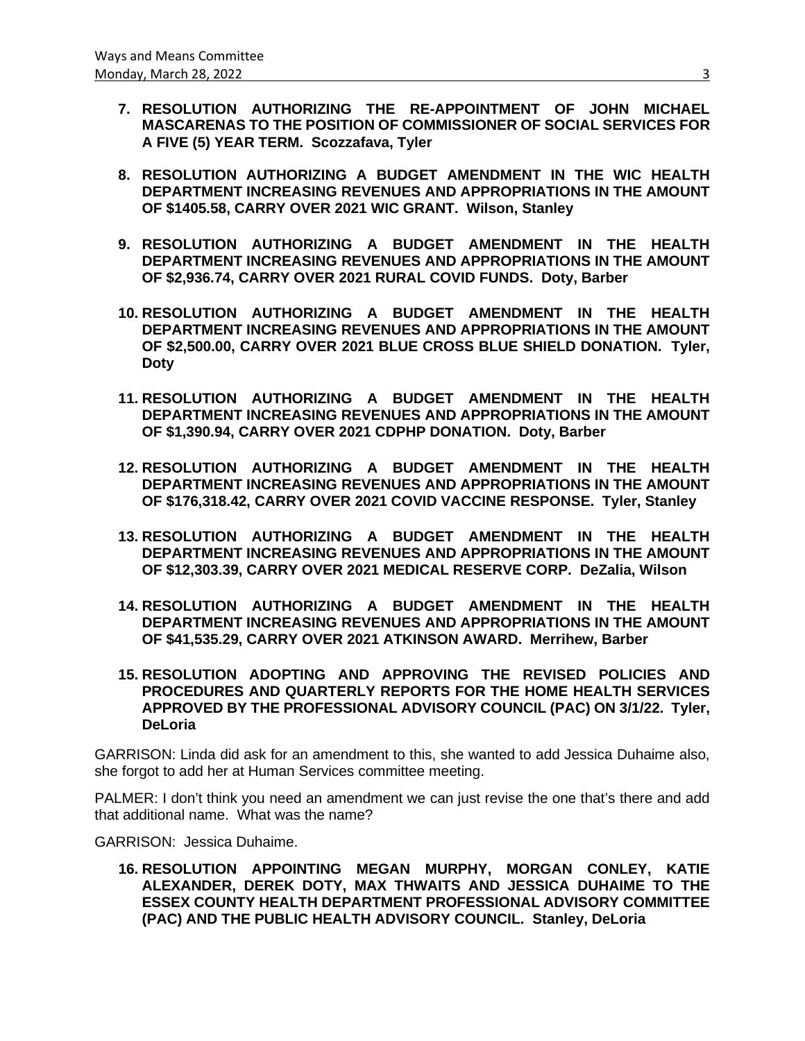7. **RESOLUTION AUTHORIZING THE RE-APPOINTMENT OF JOHN MICHAEL MASCARENAS TO THE POSITION OF COMMISSIONER OF SOCIAL SERVICES FOR A FIVE (5) YEAR TERM. Scozzafava, Tyler**

8. **RESOLUTION AUTHORIZING A BUDGET AMENDMENT IN THE WIC HEALTH DEPARTMENT INCREASING REVENUES AND APPROPRIATIONS IN THE AMOUNT OF $1405.58, CARRY OVER 2021 WIC GRANT. Wilson, Stanley**

9. **RESOLUTION AUTHORIZING A BUDGET AMENDMENT IN THE HEALTH DEPARTMENT INCREASING REVENUES AND APPROPRIATIONS IN THE AMOUNT OF $2,936.74, CARRY OVER 2021 RURAL COVID FUNDS. Doty, Barber**

10. **RESOLUTION AUTHORIZING A BUDGET AMENDMENT IN THE HEALTH DEPARTMENT INCREASING REVENUES AND APPROPRIATIONS IN THE AMOUNT OF $2,500.00, CARRY OVER 2021 BLUE CROSS BLUE SHIELD DONATION. Tyler, Doty**

11. **RESOLUTION AUTHORIZING A BUDGET AMENDMENT IN THE HEALTH DEPARTMENT INCREASING REVENUES AND APPROPRIATIONS IN THE AMOUNT OF $1,390.94, CARRY OVER 2021 CDPHP DONATION. Doty, Barber**

12. **RESOLUTION AUTHORIZING A BUDGET AMENDMENT IN THE HEALTH DEPARTMENT INCREASING REVENUES AND APPROPRIATIONS IN THE AMOUNT OF $176,318.42, CARRY OVER 2021 COVID VACCINE RESPONSE. Tyler, Stanley**

13. **RESOLUTION AUTHORIZING A BUDGET AMENDMENT IN THE HEALTH DEPARTMENT INCREASING REVENUES AND APPROPRIATIONS IN THE AMOUNT OF $12,303.39, CARRY OVER 2021 MEDICAL RESERVE CORP. DeZalia, Wilson**

14. **RESOLUTION AUTHORIZING A BUDGET AMENDMENT IN THE HEALTH DEPARTMENT INCREASING REVENUES AND APPROPRIATIONS IN THE AMOUNT OF $41,535.29, CARRY OVER 2021 ATKINSON AWARD. Merrihew, Barber**

15. **RESOLUTION ADOPTING AND APPROVING THE REVISED POLICIES AND PROCEDURES AND QUARTERLY REPORTS FOR THE HOME HEALTH SERVICES APPROVED BY THE PROFESSIONAL ADVISORY COUNCIL (PAC) ON 3/1/22. Tyler, DeLoria**

GARRISON: Linda did ask for an amendment to this, she wanted to add Jessica Duhaime also, she forgot to add her at Human Services committee meeting.

PALMER: I don't think you need an amendment we can just revise the one that's there and add that additional name. What was the name?

GARRISON: Jessica Duhaime.

16. **RESOLUTION APPOINTING MEGAN MURPHY, MORGAN CONLEY, KATIE ALEXANDER, DEREK DOTY, MAX THWAITS AND JESSICA DUHAIME TO THE ESSEX COUNTY HEALTH DEPARTMENT PROFESSIONAL ADVISORY COMMITTEE (PAC) AND THE PUBLIC HEALTH ADVISORY COUNCIL. Stanley, DeLoria**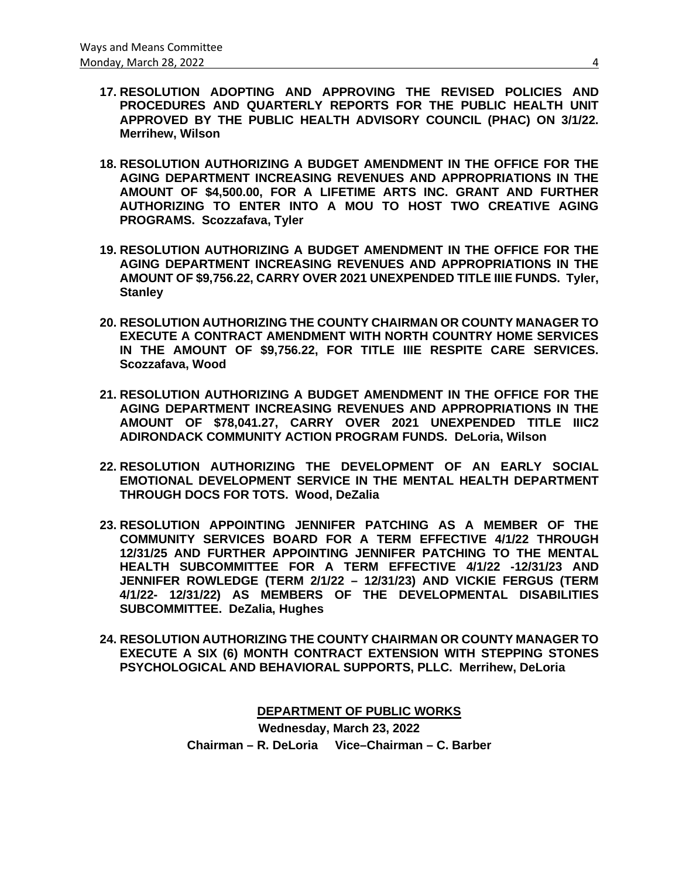17. **RESOLUTION ADOPTING AND APPROVING THE REVISED POLICIES AND PROCEDURES AND QUARTERLY REPORTS FOR THE PUBLIC HEALTH UNIT APPROVED BY THE PUBLIC HEALTH ADVISORY COUNCIL (PHAC) ON 3/1/22. Merrihew, Wilson**

18. **RESOLUTION AUTHORIZING A BUDGET AMENDMENT IN THE OFFICE FOR THE AGING DEPARTMENT INCREASING REVENUES AND APPROPRIATIONS IN THE AMOUNT OF $4,500.00, FOR A LIFETIME ARTS INC. GRANT AND FURTHER AUTHORIZING TO ENTER INTO A MOU TO HOST TWO CREATIVE AGING PROGRAMS. Scozzafava, Tyler**

19. **RESOLUTION AUTHORIZING A BUDGET AMENDMENT IN THE OFFICE FOR THE AGING DEPARTMENT INCREASING REVENUES AND APPROPRIATIONS IN THE AMOUNT OF $9,756.22, CARRY OVER 2021 UNEXPENDED TITLE IIIE FUNDS. Tyler, Stanley**

20. **RESOLUTION AUTHORIZING THE COUNTY CHAIRMAN OR COUNTY MANAGER TO EXECUTE A CONTRACT AMENDMENT WITH NORTH COUNTRY HOME SERVICES IN THE AMOUNT OF $9,756.22, FOR TITLE IIIE RESPITE CARE SERVICES. Scozzafava, Wood**

21. **RESOLUTION AUTHORIZING A BUDGET AMENDMENT IN THE OFFICE FOR THE AGING DEPARTMENT INCREASING REVENUES AND APPROPRIATIONS IN THE AMOUNT OF $78,041.27, CARRY OVER 2021 UNEXPENDED TITLE IIIC2 ADIRONDACK COMMUNITY ACTION PROGRAM FUNDS. DeLoria, Wilson**

22. **RESOLUTION AUTHORIZING THE DEVELOPMENT OF AN EARLY SOCIAL EMOTIONAL DEVELOPMENT SERVICE IN THE MENTAL HEALTH DEPARTMENT THROUGH DOCS FOR TOTS. Wood, DeZalia**

23. **RESOLUTION APPOINTING JENNIFER PATCHING AS A MEMBER OF THE COMMUNITY SERVICES BOARD FOR A TERM EFFECTIVE 4/1/22 THROUGH 12/31/25 AND FURTHER APPOINTING JENNIFER PATCHING TO THE MENTAL HEALTH SUBCOMMITTEE FOR A TERM EFFECTIVE 4/1/22 -12/31/23 AND JENNIFER ROWLEDGE (TERM 2/1/22 – 12/31/23) AND VICKIE FERGUS (TERM 4/1/22- 12/31/22) AS MEMBERS OF THE DEVELOPMENTAL DISABILITIES SUBCOMMITTEE. DeZalia, Hughes**

24. **RESOLUTION AUTHORIZING THE COUNTY CHAIRMAN OR COUNTY MANAGER TO EXECUTE A SIX (6) MONTH CONTRACT EXTENSION WITH STEPPING STONES PSYCHOLOGICAL AND BEHAVIORAL SUPPORTS, PLLC. Merrihew, DeLoria**

## DEPARTMENT OF PUBLIC WORKS

**Wednesday, March 23, 2022**

**Chairman – R. DeLoria Vice–Chairman – C. Barber**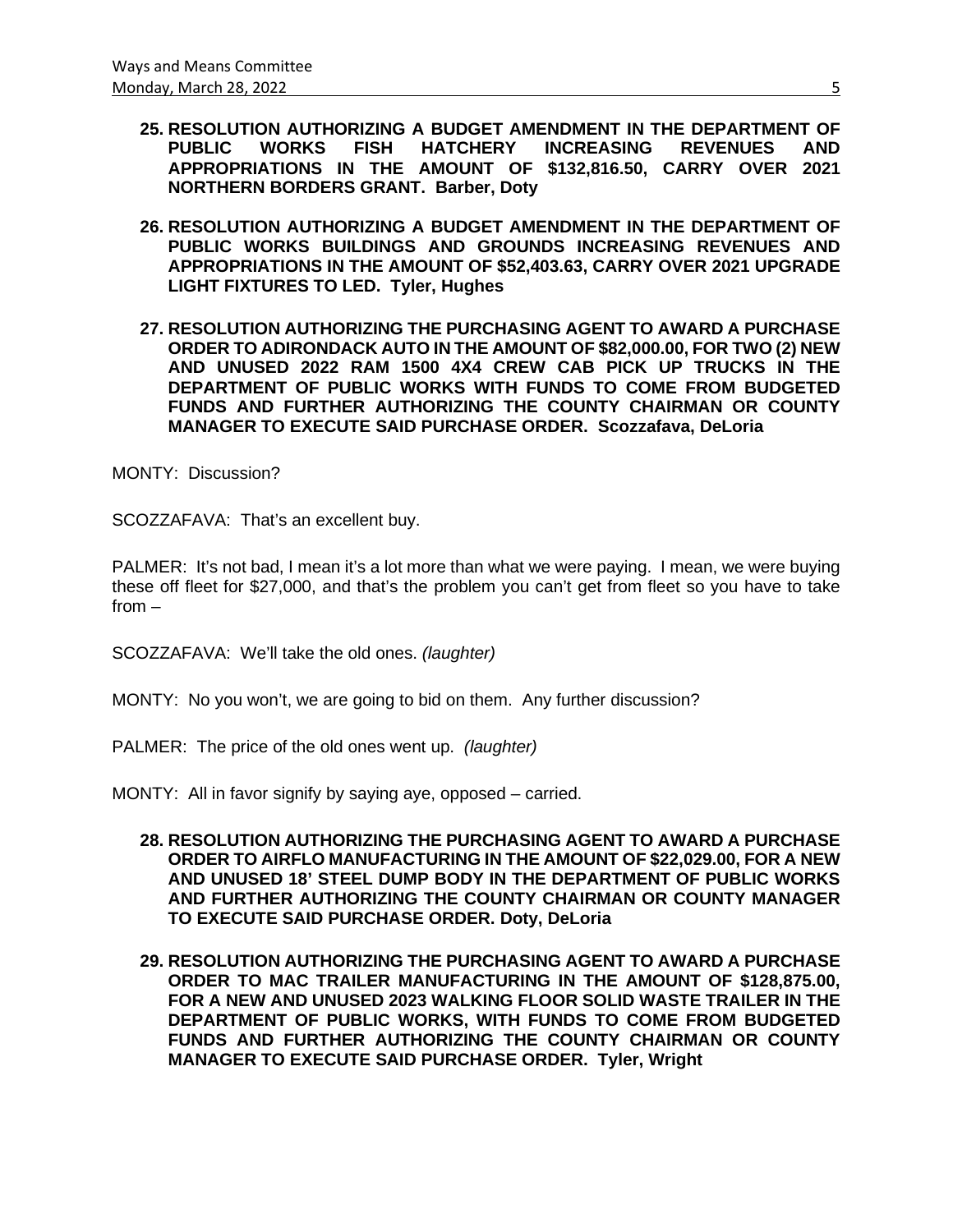**25. RESOLUTION AUTHORIZING A BUDGET AMENDMENT IN THE DEPARTMENT OF PUBLIC WORKS FISH HATCHERY INCREASING REVENUES AND APPROPRIATIONS IN THE AMOUNT OF $132,816.50, CARRY OVER 2021 NORTHERN BORDERS GRANT. Barber, Doty**

**26. RESOLUTION AUTHORIZING A BUDGET AMENDMENT IN THE DEPARTMENT OF PUBLIC WORKS BUILDINGS AND GROUNDS INCREASING REVENUES AND APPROPRIATIONS IN THE AMOUNT OF $52,403.63, CARRY OVER 2021 UPGRADE LIGHT FIXTURES TO LED. Tyler, Hughes**

**27. RESOLUTION AUTHORIZING THE PURCHASING AGENT TO AWARD A PURCHASE ORDER TO ADIRONDACK AUTO IN THE AMOUNT OF $82,000.00, FOR TWO (2) NEW AND UNUSED 2022 RAM 1500 4X4 CREW CAB PICK UP TRUCKS IN THE DEPARTMENT OF PUBLIC WORKS WITH FUNDS TO COME FROM BUDGETED FUNDS AND FURTHER AUTHORIZING THE COUNTY CHAIRMAN OR COUNTY MANAGER TO EXECUTE SAID PURCHASE ORDER. Scozzafava, DeLoria**

MONTY: Discussion?

SCOZZAFAVA: That's an excellent buy.

PALMER: It's not bad, I mean it's a lot more than what we were paying. I mean, we were buying these off fleet for $27,000, and that's the problem you can't get from fleet so you have to take from –

SCOZZAFAVA: We'll take the old ones. *(laughter)*

MONTY: No you won't, we are going to bid on them. Any further discussion?

PALMER: The price of the old ones went up. *(laughter)*

MONTY: All in favor signify by saying aye, opposed – carried.

**28. RESOLUTION AUTHORIZING THE PURCHASING AGENT TO AWARD A PURCHASE ORDER TO AIRFLO MANUFACTURING IN THE AMOUNT OF $22,029.00, FOR A NEW AND UNUSED 18' STEEL DUMP BODY IN THE DEPARTMENT OF PUBLIC WORKS AND FURTHER AUTHORIZING THE COUNTY CHAIRMAN OR COUNTY MANAGER TO EXECUTE SAID PURCHASE ORDER. Doty, DeLoria**

**29. RESOLUTION AUTHORIZING THE PURCHASING AGENT TO AWARD A PURCHASE ORDER TO MAC TRAILER MANUFACTURING IN THE AMOUNT OF $128,875.00, FOR A NEW AND UNUSED 2023 WALKING FLOOR SOLID WASTE TRAILER IN THE DEPARTMENT OF PUBLIC WORKS, WITH FUNDS TO COME FROM BUDGETED FUNDS AND FURTHER AUTHORIZING THE COUNTY CHAIRMAN OR COUNTY MANAGER TO EXECUTE SAID PURCHASE ORDER. Tyler, Wright**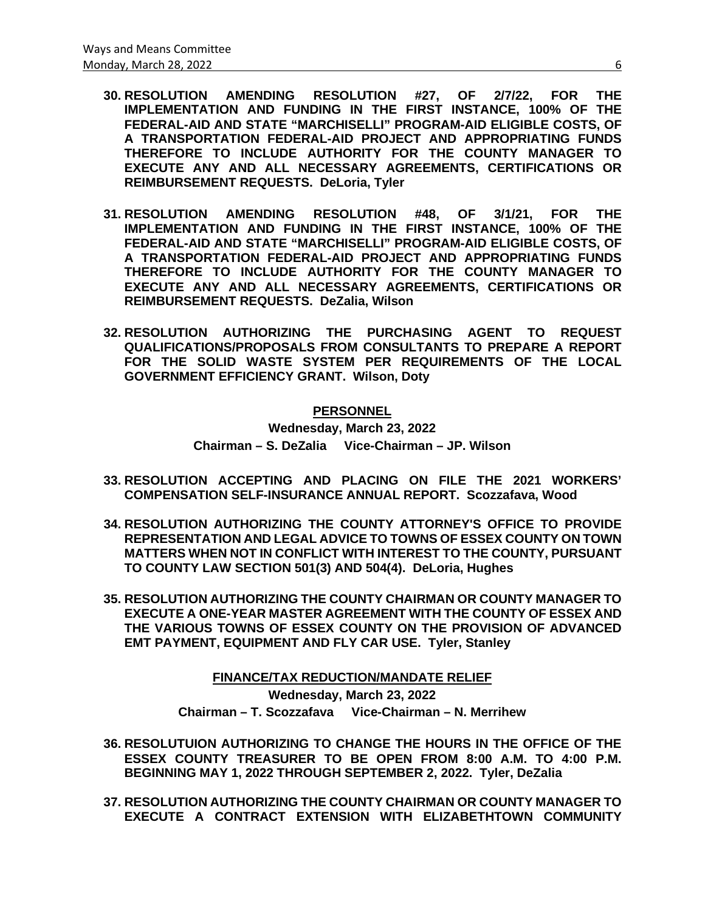**30. RESOLUTION AMENDING RESOLUTION #27, OF 2/7/22, FOR THE IMPLEMENTATION AND FUNDING IN THE FIRST INSTANCE, 100% OF THE FEDERAL-AID AND STATE "MARCHISELLI" PROGRAM-AID ELIGIBLE COSTS, OF A TRANSPORTATION FEDERAL-AID PROJECT AND APPROPRIATING FUNDS THEREFORE TO INCLUDE AUTHORITY FOR THE COUNTY MANAGER TO EXECUTE ANY AND ALL NECESSARY AGREEMENTS, CERTIFICATIONS OR REIMBURSEMENT REQUESTS. DeLoria, Tyler**

**31. RESOLUTION AMENDING RESOLUTION #48, OF 3/1/21, FOR THE IMPLEMENTATION AND FUNDING IN THE FIRST INSTANCE, 100% OF THE FEDERAL-AID AND STATE "MARCHISELLI" PROGRAM-AID ELIGIBLE COSTS, OF A TRANSPORTATION FEDERAL-AID PROJECT AND APPROPRIATING FUNDS THEREFORE TO INCLUDE AUTHORITY FOR THE COUNTY MANAGER TO EXECUTE ANY AND ALL NECESSARY AGREEMENTS, CERTIFICATIONS OR REIMBURSEMENT REQUESTS. DeZalia, Wilson**

**32. RESOLUTION AUTHORIZING THE PURCHASING AGENT TO REQUEST QUALIFICATIONS/PROPOSALS FROM CONSULTANTS TO PREPARE A REPORT FOR THE SOLID WASTE SYSTEM PER REQUIREMENTS OF THE LOCAL GOVERNMENT EFFICIENCY GRANT. Wilson, Doty**

## PERSONNEL

**Wednesday, March 23, 2022**

**Chairman – S. DeZalia Vice-Chairman – JP. Wilson**

**33. RESOLUTION ACCEPTING AND PLACING ON FILE THE 2021 WORKERS' COMPENSATION SELF-INSURANCE ANNUAL REPORT. Scozzafava, Wood**

**34. RESOLUTION AUTHORIZING THE COUNTY ATTORNEY'S OFFICE TO PROVIDE REPRESENTATION AND LEGAL ADVICE TO TOWNS OF ESSEX COUNTY ON TOWN MATTERS WHEN NOT IN CONFLICT WITH INTEREST TO THE COUNTY, PURSUANT TO COUNTY LAW SECTION 501(3) AND 504(4). DeLoria, Hughes**

**35. RESOLUTION AUTHORIZING THE COUNTY CHAIRMAN OR COUNTY MANAGER TO EXECUTE A ONE-YEAR MASTER AGREEMENT WITH THE COUNTY OF ESSEX AND THE VARIOUS TOWNS OF ESSEX COUNTY ON THE PROVISION OF ADVANCED EMT PAYMENT, EQUIPMENT AND FLY CAR USE. Tyler, Stanley**

## FINANCE/TAX REDUCTION/MANDATE RELIEF

**Wednesday, March 23, 2022**

**Chairman – T. Scozzafava Vice-Chairman – N. Merrihew**

**36. RESOLUTUION AUTHORIZING TO CHANGE THE HOURS IN THE OFFICE OF THE ESSEX COUNTY TREASURER TO BE OPEN FROM 8:00 A.M. TO 4:00 P.M. BEGINNING MAY 1, 2022 THROUGH SEPTEMBER 2, 2022. Tyler, DeZalia**

**37. RESOLUTION AUTHORIZING THE COUNTY CHAIRMAN OR COUNTY MANAGER TO EXECUTE A CONTRACT EXTENSION WITH ELIZABETHTOWN COMMUNITY**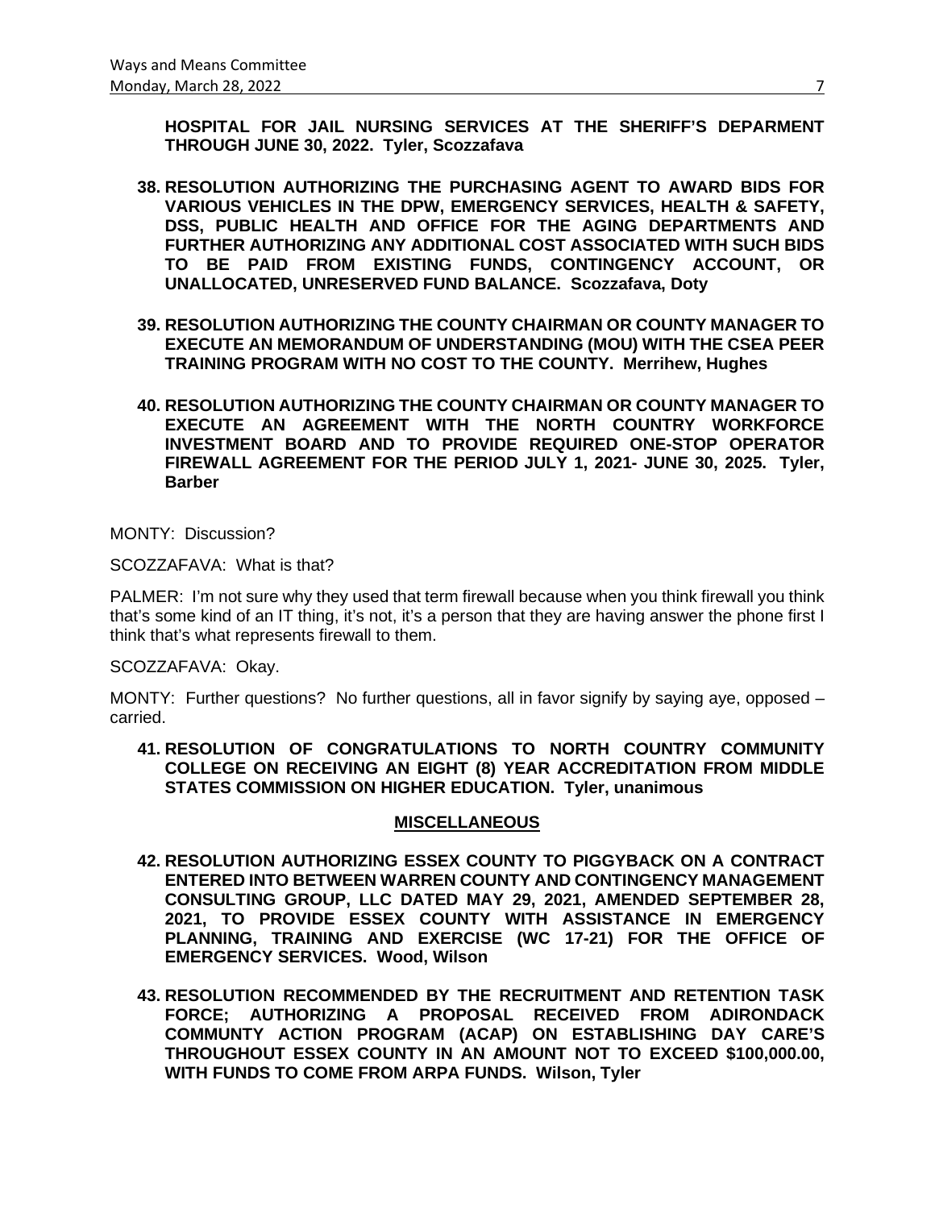**HOSPITAL FOR JAIL NURSING SERVICES AT THE SHERIFF'S DEPARMENT THROUGH JUNE 30, 2022. Tyler, Scozzafava**

38. **RESOLUTION AUTHORIZING THE PURCHASING AGENT TO AWARD BIDS FOR VARIOUS VEHICLES IN THE DPW, EMERGENCY SERVICES, HEALTH & SAFETY, DSS, PUBLIC HEALTH AND OFFICE FOR THE AGING DEPARTMENTS AND FURTHER AUTHORIZING ANY ADDITIONAL COST ASSOCIATED WITH SUCH BIDS TO BE PAID FROM EXISTING FUNDS, CONTINGENCY ACCOUNT, OR UNALLOCATED, UNRESERVED FUND BALANCE. Scozzafava, Doty**

39. **RESOLUTION AUTHORIZING THE COUNTY CHAIRMAN OR COUNTY MANAGER TO EXECUTE AN MEMORANDUM OF UNDERSTANDING (MOU) WITH THE CSEA PEER TRAINING PROGRAM WITH NO COST TO THE COUNTY. Merrihew, Hughes**

40. **RESOLUTION AUTHORIZING THE COUNTY CHAIRMAN OR COUNTY MANAGER TO EXECUTE AN AGREEMENT WITH THE NORTH COUNTRY WORKFORCE INVESTMENT BOARD AND TO PROVIDE REQUIRED ONE-STOP OPERATOR FIREWALL AGREEMENT FOR THE PERIOD JULY 1, 2021- JUNE 30, 2025. Tyler, Barber**

MONTY: Discussion?

SCOZZAFAVA: What is that?

PALMER: I'm not sure why they used that term firewall because when you think firewall you think that's some kind of an IT thing, it's not, it's a person that they are having answer the phone first I think that's what represents firewall to them.

SCOZZAFAVA: Okay.

MONTY: Further questions? No further questions, all in favor signify by saying aye, opposed – carried.

41. **RESOLUTION OF CONGRATULATIONS TO NORTH COUNTRY COMMUNITY COLLEGE ON RECEIVING AN EIGHT (8) YEAR ACCREDITATION FROM MIDDLE STATES COMMISSION ON HIGHER EDUCATION. Tyler, unanimous**

## MISCELLANEOUS

42. **RESOLUTION AUTHORIZING ESSEX COUNTY TO PIGGYBACK ON A CONTRACT ENTERED INTO BETWEEN WARREN COUNTY AND CONTINGENCY MANAGEMENT CONSULTING GROUP, LLC DATED MAY 29, 2021, AMENDED SEPTEMBER 28, 2021, TO PROVIDE ESSEX COUNTY WITH ASSISTANCE IN EMERGENCY PLANNING, TRAINING AND EXERCISE (WC 17-21) FOR THE OFFICE OF EMERGENCY SERVICES. Wood, Wilson**

43. **RESOLUTION RECOMMENDED BY THE RECRUITMENT AND RETENTION TASK FORCE; AUTHORIZING A PROPOSAL RECEIVED FROM ADIRONDACK COMMUNTY ACTION PROGRAM (ACAP) ON ESTABLISHING DAY CARE'S THROUGHOUT ESSEX COUNTY IN AN AMOUNT NOT TO EXCEED $100,000.00, WITH FUNDS TO COME FROM ARPA FUNDS. Wilson, Tyler**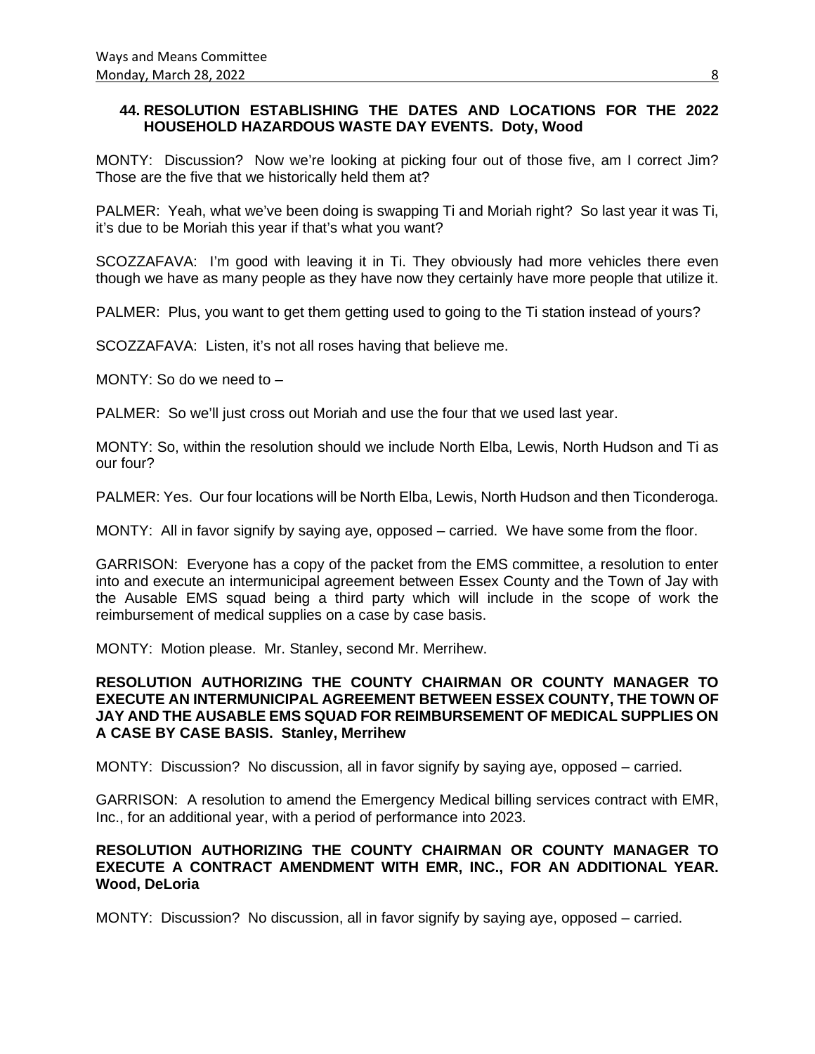**44. RESOLUTION ESTABLISHING THE DATES AND LOCATIONS FOR THE 2022 HOUSEHOLD HAZARDOUS WASTE DAY EVENTS. Doty, Wood**

MONTY: Discussion? Now we're looking at picking four out of those five, am I correct Jim? Those are the five that we historically held them at?

PALMER: Yeah, what we've been doing is swapping Ti and Moriah right? So last year it was Ti, it's due to be Moriah this year if that's what you want?

SCOZZAFAVA: I'm good with leaving it in Ti. They obviously had more vehicles there even though we have as many people as they have now they certainly have more people that utilize it.

PALMER: Plus, you want to get them getting used to going to the Ti station instead of yours?

SCOZZAFAVA: Listen, it's not all roses having that believe me.

MONTY: So do we need to –

PALMER: So we'll just cross out Moriah and use the four that we used last year.

MONTY: So, within the resolution should we include North Elba, Lewis, North Hudson and Ti as our four?

PALMER: Yes. Our four locations will be North Elba, Lewis, North Hudson and then Ticonderoga.

MONTY: All in favor signify by saying aye, opposed – carried. We have some from the floor.

GARRISON: Everyone has a copy of the packet from the EMS committee, a resolution to enter into and execute an intermunicipal agreement between Essex County and the Town of Jay with the Ausable EMS squad being a third party which will include in the scope of work the reimbursement of medical supplies on a case by case basis.

MONTY: Motion please. Mr. Stanley, second Mr. Merrihew.

**RESOLUTION AUTHORIZING THE COUNTY CHAIRMAN OR COUNTY MANAGER TO EXECUTE AN INTERMUNICIPAL AGREEMENT BETWEEN ESSEX COUNTY, THE TOWN OF JAY AND THE AUSABLE EMS SQUAD FOR REIMBURSEMENT OF MEDICAL SUPPLIES ON A CASE BY CASE BASIS. Stanley, Merrihew**

MONTY: Discussion? No discussion, all in favor signify by saying aye, opposed – carried.

GARRISON: A resolution to amend the Emergency Medical billing services contract with EMR, Inc., for an additional year, with a period of performance into 2023.

**RESOLUTION AUTHORIZING THE COUNTY CHAIRMAN OR COUNTY MANAGER TO EXECUTE A CONTRACT AMENDMENT WITH EMR, INC., FOR AN ADDITIONAL YEAR. Wood, DeLoria**

MONTY: Discussion? No discussion, all in favor signify by saying aye, opposed – carried.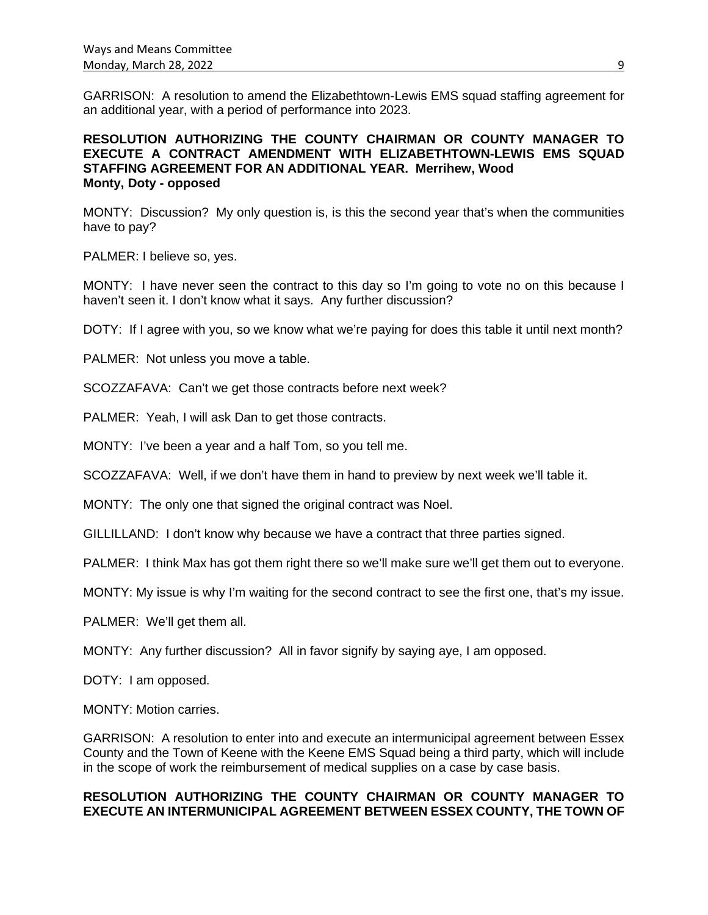GARRISON: A resolution to amend the Elizabethtown-Lewis EMS squad staffing agreement for an additional year, with a period of performance into 2023.

**RESOLUTION AUTHORIZING THE COUNTY CHAIRMAN OR COUNTY MANAGER TO EXECUTE A CONTRACT AMENDMENT WITH ELIZABETHTOWN-LEWIS EMS SQUAD STAFFING AGREEMENT FOR AN ADDITIONAL YEAR. Merrihew, Wood**
**Monty, Doty - opposed**

MONTY: Discussion? My only question is, is this the second year that's when the communities have to pay?

PALMER: I believe so, yes.

MONTY: I have never seen the contract to this day so I'm going to vote no on this because I haven't seen it. I don't know what it says. Any further discussion?

DOTY: If I agree with you, so we know what we're paying for does this table it until next month?

PALMER: Not unless you move a table.

SCOZZAFAVA: Can't we get those contracts before next week?

PALMER: Yeah, I will ask Dan to get those contracts.

MONTY: I've been a year and a half Tom, so you tell me.

SCOZZAFAVA: Well, if we don't have them in hand to preview by next week we'll table it.

MONTY: The only one that signed the original contract was Noel.

GILLILLAND: I don't know why because we have a contract that three parties signed.

PALMER: I think Max has got them right there so we'll make sure we'll get them out to everyone.

MONTY: My issue is why I'm waiting for the second contract to see the first one, that's my issue.

PALMER: We'll get them all.

MONTY: Any further discussion? All in favor signify by saying aye, I am opposed.

DOTY: I am opposed.

MONTY: Motion carries.

GARRISON: A resolution to enter into and execute an intermunicipal agreement between Essex County and the Town of Keene with the Keene EMS Squad being a third party, which will include in the scope of work the reimbursement of medical supplies on a case by case basis.

**RESOLUTION AUTHORIZING THE COUNTY CHAIRMAN OR COUNTY MANAGER TO EXECUTE AN INTERMUNICIPAL AGREEMENT BETWEEN ESSEX COUNTY, THE TOWN OF**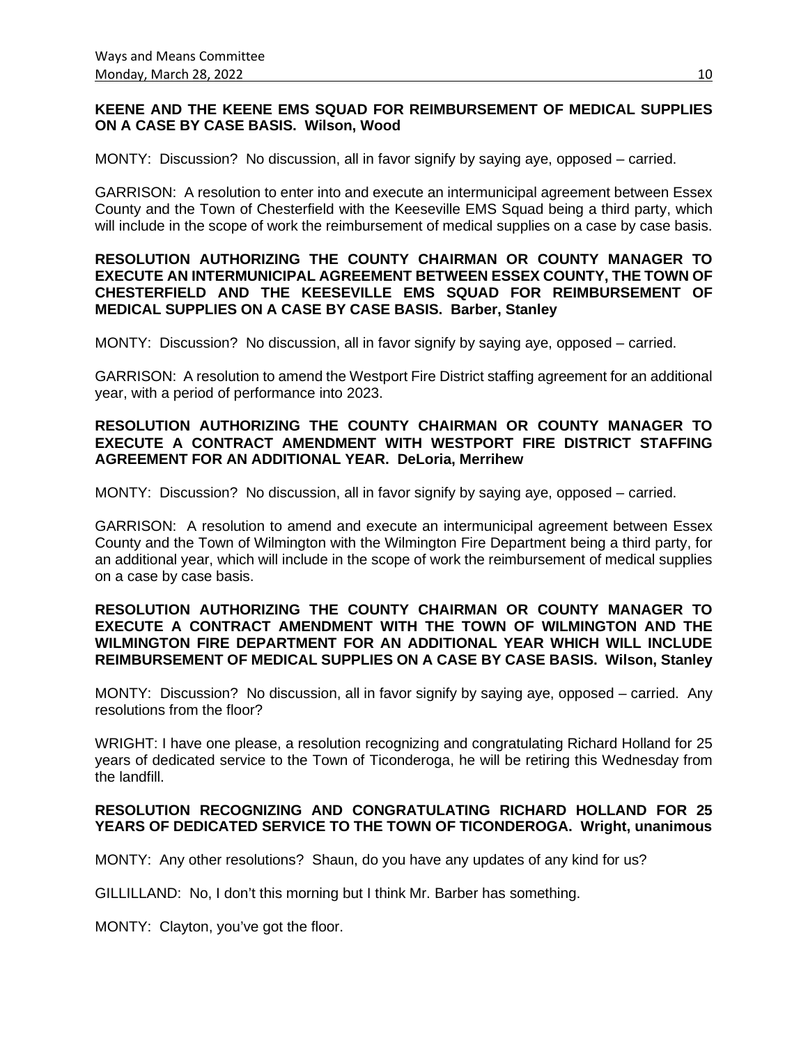**KEENE AND THE KEENE EMS SQUAD FOR REIMBURSEMENT OF MEDICAL SUPPLIES ON A CASE BY CASE BASIS. Wilson, Wood**

MONTY: Discussion? No discussion, all in favor signify by saying aye, opposed – carried.

GARRISON: A resolution to enter into and execute an intermunicipal agreement between Essex County and the Town of Chesterfield with the Keeseville EMS Squad being a third party, which will include in the scope of work the reimbursement of medical supplies on a case by case basis.

**RESOLUTION AUTHORIZING THE COUNTY CHAIRMAN OR COUNTY MANAGER TO EXECUTE AN INTERMUNICIPAL AGREEMENT BETWEEN ESSEX COUNTY, THE TOWN OF CHESTERFIELD AND THE KEESEVILLE EMS SQUAD FOR REIMBURSEMENT OF MEDICAL SUPPLIES ON A CASE BY CASE BASIS. Barber, Stanley**

MONTY: Discussion? No discussion, all in favor signify by saying aye, opposed – carried.

GARRISON: A resolution to amend the Westport Fire District staffing agreement for an additional year, with a period of performance into 2023.

**RESOLUTION AUTHORIZING THE COUNTY CHAIRMAN OR COUNTY MANAGER TO EXECUTE A CONTRACT AMENDMENT WITH WESTPORT FIRE DISTRICT STAFFING AGREEMENT FOR AN ADDITIONAL YEAR. DeLoria, Merrihew**

MONTY: Discussion? No discussion, all in favor signify by saying aye, opposed – carried.

GARRISON: A resolution to amend and execute an intermunicipal agreement between Essex County and the Town of Wilmington with the Wilmington Fire Department being a third party, for an additional year, which will include in the scope of work the reimbursement of medical supplies on a case by case basis.

**RESOLUTION AUTHORIZING THE COUNTY CHAIRMAN OR COUNTY MANAGER TO EXECUTE A CONTRACT AMENDMENT WITH THE TOWN OF WILMINGTON AND THE WILMINGTON FIRE DEPARTMENT FOR AN ADDITIONAL YEAR WHICH WILL INCLUDE REIMBURSEMENT OF MEDICAL SUPPLIES ON A CASE BY CASE BASIS. Wilson, Stanley**

MONTY: Discussion? No discussion, all in favor signify by saying aye, opposed – carried. Any resolutions from the floor?

WRIGHT: I have one please, a resolution recognizing and congratulating Richard Holland for 25 years of dedicated service to the Town of Ticonderoga, he will be retiring this Wednesday from the landfill.

**RESOLUTION RECOGNIZING AND CONGRATULATING RICHARD HOLLAND FOR 25 YEARS OF DEDICATED SERVICE TO THE TOWN OF TICONDEROGA. Wright, unanimous**

MONTY: Any other resolutions? Shaun, do you have any updates of any kind for us?

GILLILLAND: No, I don't this morning but I think Mr. Barber has something.

MONTY: Clayton, you've got the floor.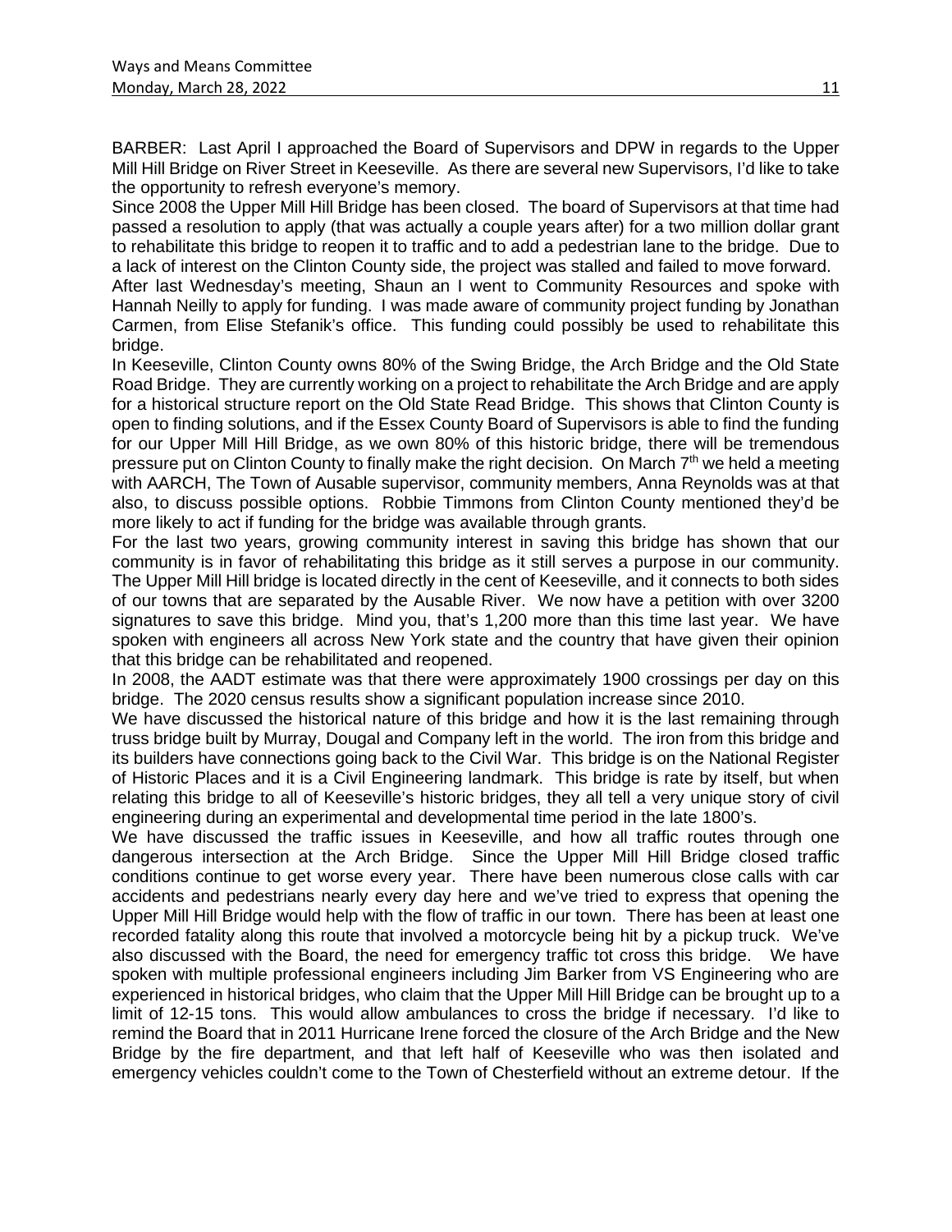BARBER: Last April I approached the Board of Supervisors and DPW in regards to the Upper Mill Hill Bridge on River Street in Keeseville. As there are several new Supervisors, I'd like to take the opportunity to refresh everyone's memory.

Since 2008 the Upper Mill Hill Bridge has been closed. The board of Supervisors at that time had passed a resolution to apply (that was actually a couple years after) for a two million dollar grant to rehabilitate this bridge to reopen it to traffic and to add a pedestrian lane to the bridge. Due to a lack of interest on the Clinton County side, the project was stalled and failed to move forward.

After last Wednesday's meeting, Shaun an I went to Community Resources and spoke with Hannah Neilly to apply for funding. I was made aware of community project funding by Jonathan Carmen, from Elise Stefanik's office. This funding could possibly be used to rehabilitate this bridge.

In Keeseville, Clinton County owns 80% of the Swing Bridge, the Arch Bridge and the Old State Road Bridge. They are currently working on a project to rehabilitate the Arch Bridge and are apply for a historical structure report on the Old State Read Bridge. This shows that Clinton County is open to finding solutions, and if the Essex County Board of Supervisors is able to find the funding for our Upper Mill Hill Bridge, as we own 80% of this historic bridge, there will be tremendous pressure put on Clinton County to finally make the right decision. On March 7th we held a meeting with AARCH, The Town of Ausable supervisor, community members, Anna Reynolds was at that also, to discuss possible options. Robbie Timmons from Clinton County mentioned they'd be more likely to act if funding for the bridge was available through grants.

For the last two years, growing community interest in saving this bridge has shown that our community is in favor of rehabilitating this bridge as it still serves a purpose in our community. The Upper Mill Hill bridge is located directly in the cent of Keeseville, and it connects to both sides of our towns that are separated by the Ausable River. We now have a petition with over 3200 signatures to save this bridge. Mind you, that's 1,200 more than this time last year. We have spoken with engineers all across New York state and the country that have given their opinion that this bridge can be rehabilitated and reopened.

In 2008, the AADT estimate was that there were approximately 1900 crossings per day on this bridge. The 2020 census results show a significant population increase since 2010.

We have discussed the historical nature of this bridge and how it is the last remaining through truss bridge built by Murray, Dougal and Company left in the world. The iron from this bridge and its builders have connections going back to the Civil War. This bridge is on the National Register of Historic Places and it is a Civil Engineering landmark. This bridge is rate by itself, but when relating this bridge to all of Keeseville's historic bridges, they all tell a very unique story of civil engineering during an experimental and developmental time period in the late 1800's.

We have discussed the traffic issues in Keeseville, and how all traffic routes through one dangerous intersection at the Arch Bridge. Since the Upper Mill Hill Bridge closed traffic conditions continue to get worse every year. There have been numerous close calls with car accidents and pedestrians nearly every day here and we've tried to express that opening the Upper Mill Hill Bridge would help with the flow of traffic in our town. There has been at least one recorded fatality along this route that involved a motorcycle being hit by a pickup truck. We've also discussed with the Board, the need for emergency traffic tot cross this bridge. We have spoken with multiple professional engineers including Jim Barker from VS Engineering who are experienced in historical bridges, who claim that the Upper Mill Hill Bridge can be brought up to a limit of 12-15 tons. This would allow ambulances to cross the bridge if necessary. I'd like to remind the Board that in 2011 Hurricane Irene forced the closure of the Arch Bridge and the New Bridge by the fire department, and that left half of Keeseville who was then isolated and emergency vehicles couldn't come to the Town of Chesterfield without an extreme detour. If the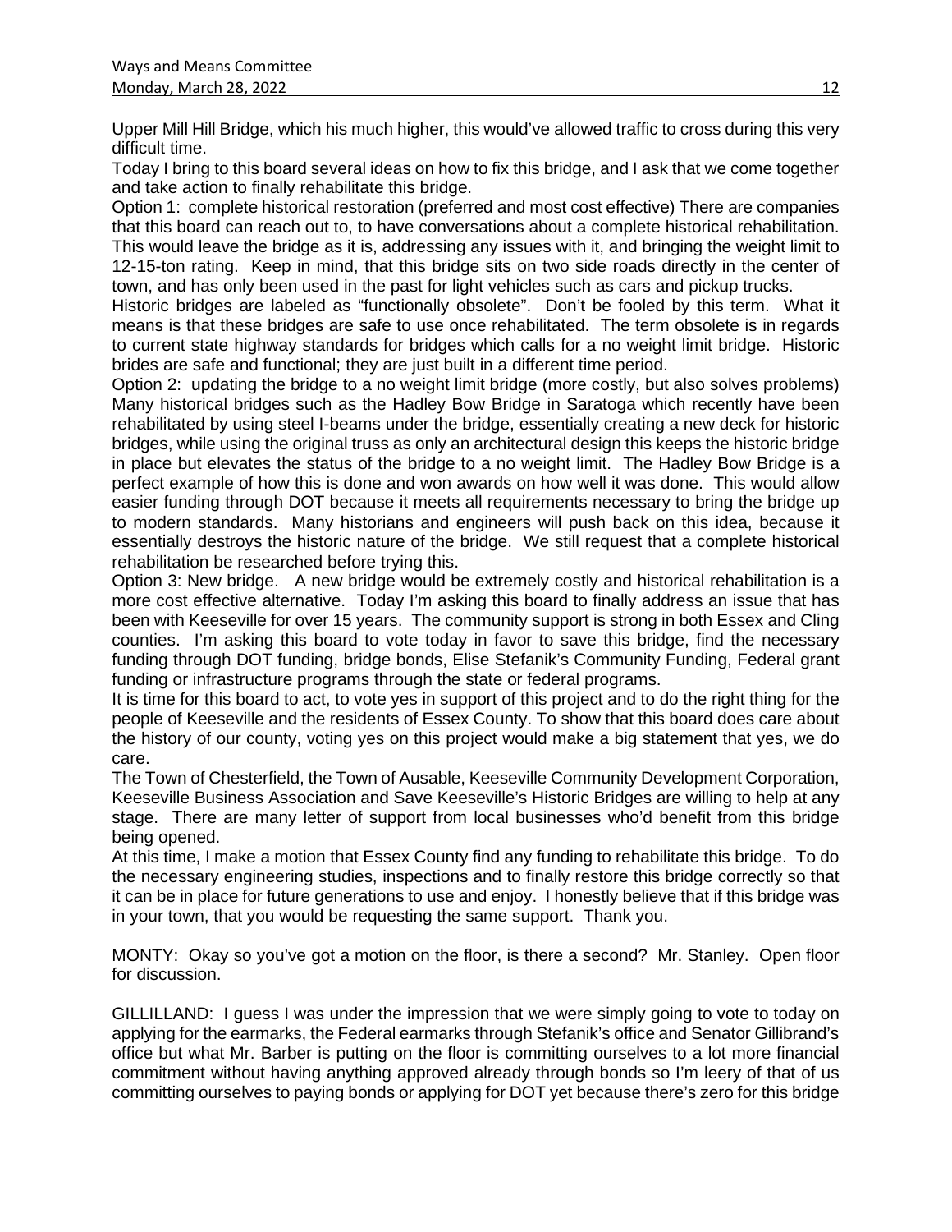Upper Mill Hill Bridge, which his much higher, this would've allowed traffic to cross during this very difficult time.

Today I bring to this board several ideas on how to fix this bridge, and I ask that we come together and take action to finally rehabilitate this bridge.

Option 1: complete historical restoration (preferred and most cost effective) There are companies that this board can reach out to, to have conversations about a complete historical rehabilitation. This would leave the bridge as it is, addressing any issues with it, and bringing the weight limit to 12-15-ton rating. Keep in mind, that this bridge sits on two side roads directly in the center of town, and has only been used in the past for light vehicles such as cars and pickup trucks.

Historic bridges are labeled as "functionally obsolete". Don't be fooled by this term. What it means is that these bridges are safe to use once rehabilitated. The term obsolete is in regards to current state highway standards for bridges which calls for a no weight limit bridge. Historic brides are safe and functional; they are just built in a different time period.

Option 2: updating the bridge to a no weight limit bridge (more costly, but also solves problems) Many historical bridges such as the Hadley Bow Bridge in Saratoga which recently have been rehabilitated by using steel I-beams under the bridge, essentially creating a new deck for historic bridges, while using the original truss as only an architectural design this keeps the historic bridge in place but elevates the status of the bridge to a no weight limit. The Hadley Bow Bridge is a perfect example of how this is done and won awards on how well it was done. This would allow easier funding through DOT because it meets all requirements necessary to bring the bridge up to modern standards. Many historians and engineers will push back on this idea, because it essentially destroys the historic nature of the bridge. We still request that a complete historical rehabilitation be researched before trying this.

Option 3: New bridge. A new bridge would be extremely costly and historical rehabilitation is a more cost effective alternative. Today I'm asking this board to finally address an issue that has been with Keeseville for over 15 years. The community support is strong in both Essex and Cling counties. I'm asking this board to vote today in favor to save this bridge, find the necessary funding through DOT funding, bridge bonds, Elise Stefanik's Community Funding, Federal grant funding or infrastructure programs through the state or federal programs.

It is time for this board to act, to vote yes in support of this project and to do the right thing for the people of Keeseville and the residents of Essex County. To show that this board does care about the history of our county, voting yes on this project would make a big statement that yes, we do care.

The Town of Chesterfield, the Town of Ausable, Keeseville Community Development Corporation, Keeseville Business Association and Save Keeseville's Historic Bridges are willing to help at any stage. There are many letter of support from local businesses who'd benefit from this bridge being opened.

At this time, I make a motion that Essex County find any funding to rehabilitate this bridge. To do the necessary engineering studies, inspections and to finally restore this bridge correctly so that it can be in place for future generations to use and enjoy. I honestly believe that if this bridge was in your town, that you would be requesting the same support. Thank you.

MONTY: Okay so you've got a motion on the floor, is there a second? Mr. Stanley. Open floor for discussion.

GILLILLAND: I guess I was under the impression that we were simply going to vote to today on applying for the earmarks, the Federal earmarks through Stefanik's office and Senator Gillibrand's office but what Mr. Barber is putting on the floor is committing ourselves to a lot more financial commitment without having anything approved already through bonds so I'm leery of that of us committing ourselves to paying bonds or applying for DOT yet because there's zero for this bridge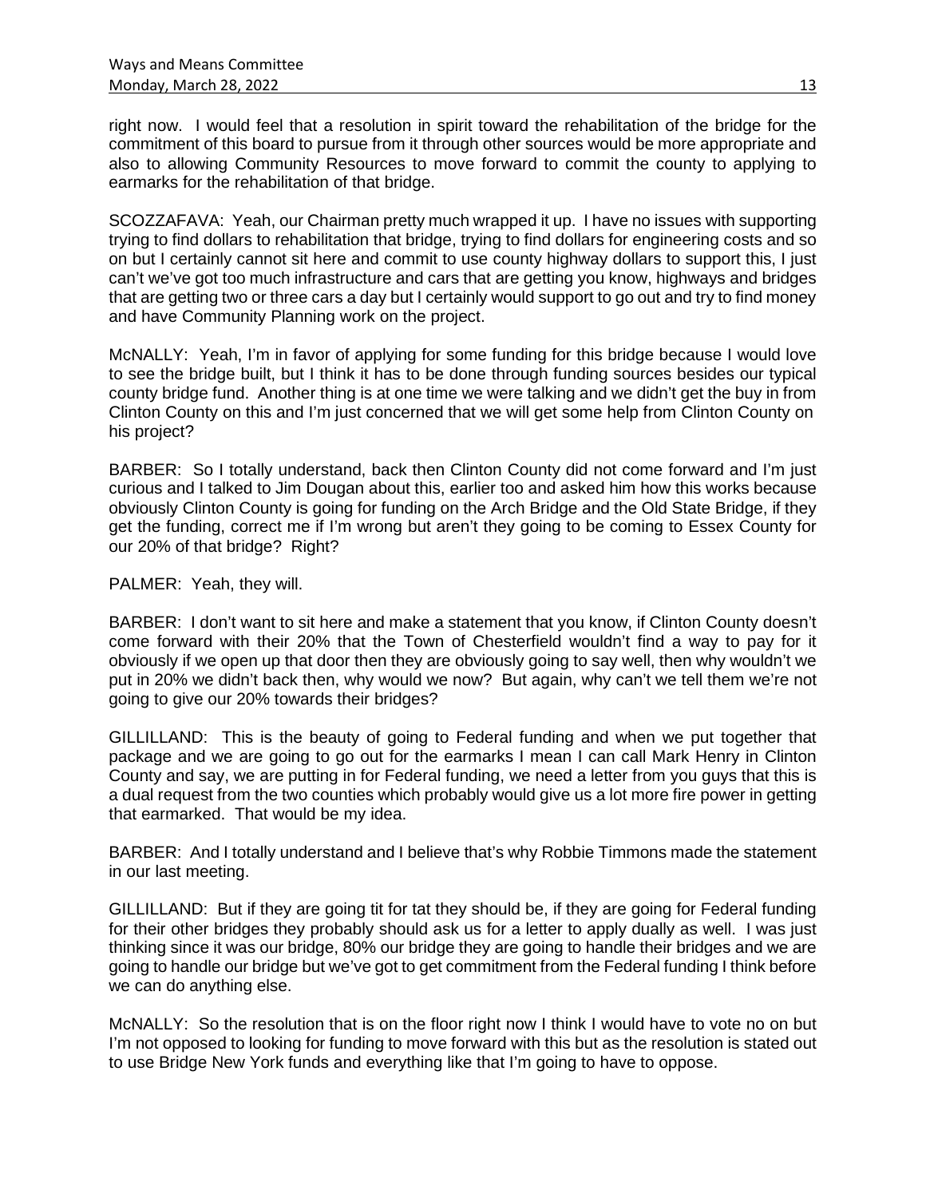right now. I would feel that a resolution in spirit toward the rehabilitation of the bridge for the commitment of this board to pursue from it through other sources would be more appropriate and also to allowing Community Resources to move forward to commit the county to applying to earmarks for the rehabilitation of that bridge.

SCOZZAFAVA: Yeah, our Chairman pretty much wrapped it up. I have no issues with supporting trying to find dollars to rehabilitation that bridge, trying to find dollars for engineering costs and so on but I certainly cannot sit here and commit to use county highway dollars to support this, I just can't we've got too much infrastructure and cars that are getting you know, highways and bridges that are getting two or three cars a day but I certainly would support to go out and try to find money and have Community Planning work on the project.

McNALLY: Yeah, I'm in favor of applying for some funding for this bridge because I would love to see the bridge built, but I think it has to be done through funding sources besides our typical county bridge fund. Another thing is at one time we were talking and we didn't get the buy in from Clinton County on this and I'm just concerned that we will get some help from Clinton County on his project?

BARBER: So I totally understand, back then Clinton County did not come forward and I'm just curious and I talked to Jim Dougan about this, earlier too and asked him how this works because obviously Clinton County is going for funding on the Arch Bridge and the Old State Bridge, if they get the funding, correct me if I'm wrong but aren't they going to be coming to Essex County for our 20% of that bridge? Right?

PALMER: Yeah, they will.

BARBER: I don't want to sit here and make a statement that you know, if Clinton County doesn't come forward with their 20% that the Town of Chesterfield wouldn't find a way to pay for it obviously if we open up that door then they are obviously going to say well, then why wouldn't we put in 20% we didn't back then, why would we now? But again, why can't we tell them we're not going to give our 20% towards their bridges?

GILLILLAND: This is the beauty of going to Federal funding and when we put together that package and we are going to go out for the earmarks I mean I can call Mark Henry in Clinton County and say, we are putting in for Federal funding, we need a letter from you guys that this is a dual request from the two counties which probably would give us a lot more fire power in getting that earmarked. That would be my idea.

BARBER: And I totally understand and I believe that's why Robbie Timmons made the statement in our last meeting.

GILLILLAND: But if they are going tit for tat they should be, if they are going for Federal funding for their other bridges they probably should ask us for a letter to apply dually as well. I was just thinking since it was our bridge, 80% our bridge they are going to handle their bridges and we are going to handle our bridge but we've got to get commitment from the Federal funding I think before we can do anything else.

McNALLY: So the resolution that is on the floor right now I think I would have to vote no on but I'm not opposed to looking for funding to move forward with this but as the resolution is stated out to use Bridge New York funds and everything like that I'm going to have to oppose.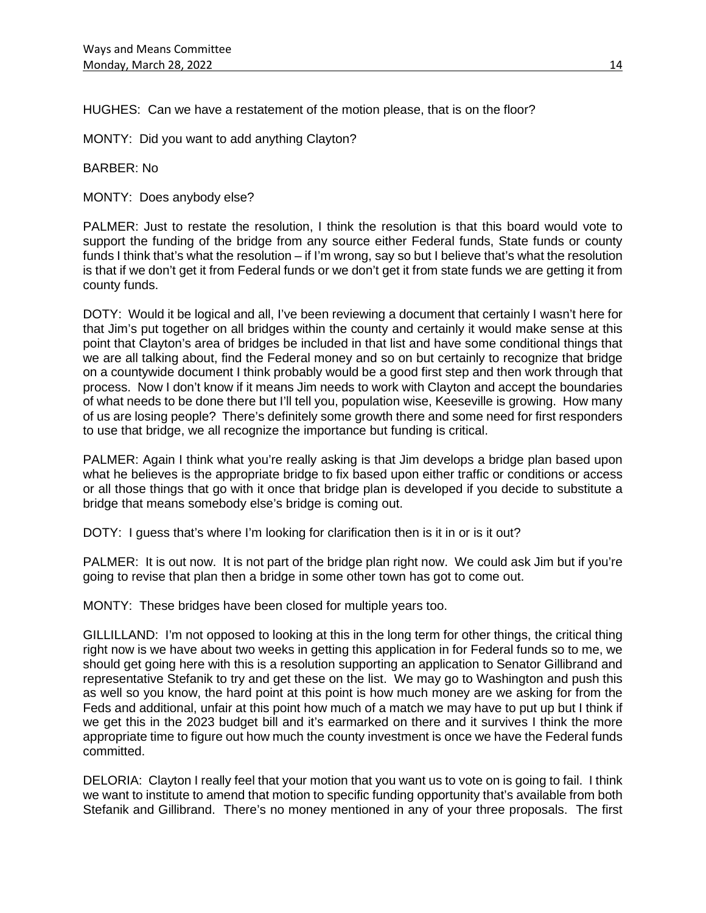HUGHES: Can we have a restatement of the motion please, that is on the floor?

MONTY: Did you want to add anything Clayton?

BARBER: No

MONTY: Does anybody else?

PALMER: Just to restate the resolution, I think the resolution is that this board would vote to support the funding of the bridge from any source either Federal funds, State funds or county funds I think that's what the resolution – if I'm wrong, say so but I believe that's what the resolution is that if we don't get it from Federal funds or we don't get it from state funds we are getting it from county funds.

DOTY: Would it be logical and all, I've been reviewing a document that certainly I wasn't here for that Jim's put together on all bridges within the county and certainly it would make sense at this point that Clayton's area of bridges be included in that list and have some conditional things that we are all talking about, find the Federal money and so on but certainly to recognize that bridge on a countywide document I think probably would be a good first step and then work through that process. Now I don't know if it means Jim needs to work with Clayton and accept the boundaries of what needs to be done there but I'll tell you, population wise, Keeseville is growing. How many of us are losing people? There's definitely some growth there and some need for first responders to use that bridge, we all recognize the importance but funding is critical.

PALMER: Again I think what you're really asking is that Jim develops a bridge plan based upon what he believes is the appropriate bridge to fix based upon either traffic or conditions or access or all those things that go with it once that bridge plan is developed if you decide to substitute a bridge that means somebody else's bridge is coming out.

DOTY: I guess that's where I'm looking for clarification then is it in or is it out?

PALMER: It is out now. It is not part of the bridge plan right now. We could ask Jim but if you're going to revise that plan then a bridge in some other town has got to come out.

MONTY: These bridges have been closed for multiple years too.

GILLILLAND: I'm not opposed to looking at this in the long term for other things, the critical thing right now is we have about two weeks in getting this application in for Federal funds so to me, we should get going here with this is a resolution supporting an application to Senator Gillibrand and representative Stefanik to try and get these on the list. We may go to Washington and push this as well so you know, the hard point at this point is how much money are we asking for from the Feds and additional, unfair at this point how much of a match we may have to put up but I think if we get this in the 2023 budget bill and it's earmarked on there and it survives I think the more appropriate time to figure out how much the county investment is once we have the Federal funds committed.

DELORIA: Clayton I really feel that your motion that you want us to vote on is going to fail. I think we want to institute to amend that motion to specific funding opportunity that's available from both Stefanik and Gillibrand. There's no money mentioned in any of your three proposals. The first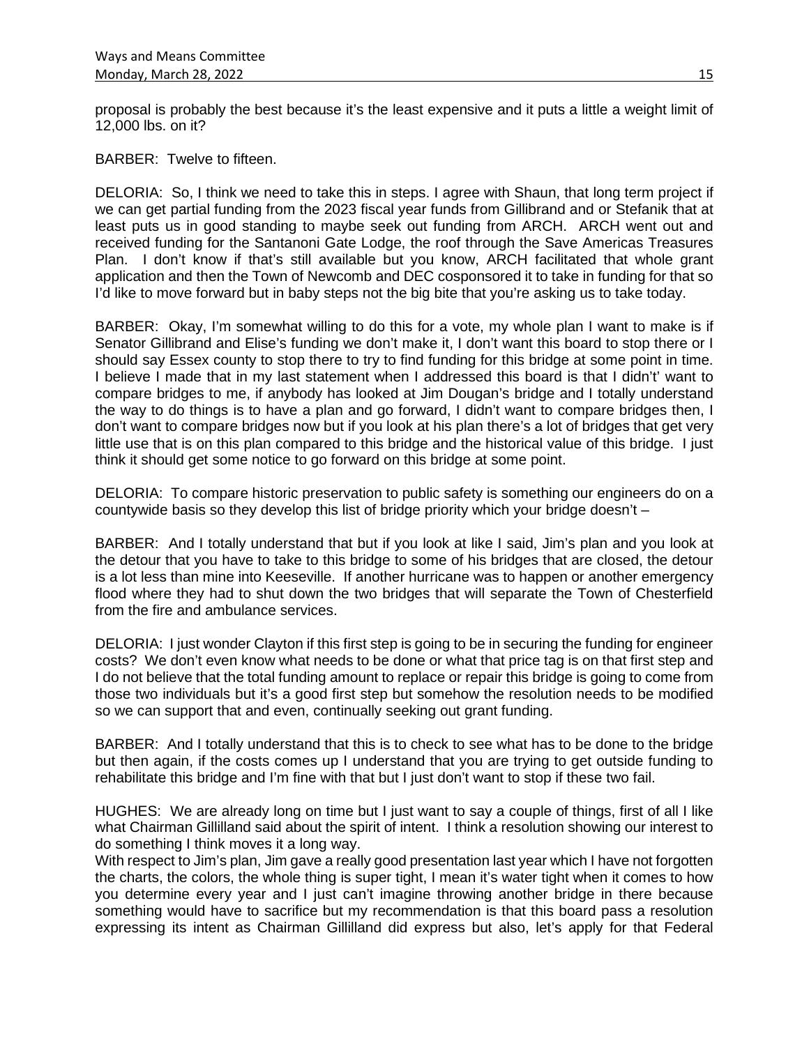proposal is probably the best because it's the least expensive and it puts a little a weight limit of 12,000 lbs. on it?

BARBER: Twelve to fifteen.

DELORIA: So, I think we need to take this in steps. I agree with Shaun, that long term project if we can get partial funding from the 2023 fiscal year funds from Gillibrand and or Stefanik that at least puts us in good standing to maybe seek out funding from ARCH. ARCH went out and received funding for the Santanoni Gate Lodge, the roof through the Save Americas Treasures Plan. I don't know if that's still available but you know, ARCH facilitated that whole grant application and then the Town of Newcomb and DEC cosponsored it to take in funding for that so I'd like to move forward but in baby steps not the big bite that you're asking us to take today.

BARBER: Okay, I'm somewhat willing to do this for a vote, my whole plan I want to make is if Senator Gillibrand and Elise's funding we don't make it, I don't want this board to stop there or I should say Essex county to stop there to try to find funding for this bridge at some point in time. I believe I made that in my last statement when I addressed this board is that I didn't' want to compare bridges to me, if anybody has looked at Jim Dougan's bridge and I totally understand the way to do things is to have a plan and go forward, I didn't want to compare bridges then, I don't want to compare bridges now but if you look at his plan there's a lot of bridges that get very little use that is on this plan compared to this bridge and the historical value of this bridge. I just think it should get some notice to go forward on this bridge at some point.

DELORIA: To compare historic preservation to public safety is something our engineers do on a countywide basis so they develop this list of bridge priority which your bridge doesn't –

BARBER: And I totally understand that but if you look at like I said, Jim's plan and you look at the detour that you have to take to this bridge to some of his bridges that are closed, the detour is a lot less than mine into Keeseville. If another hurricane was to happen or another emergency flood where they had to shut down the two bridges that will separate the Town of Chesterfield from the fire and ambulance services.

DELORIA: I just wonder Clayton if this first step is going to be in securing the funding for engineer costs? We don't even know what needs to be done or what that price tag is on that first step and I do not believe that the total funding amount to replace or repair this bridge is going to come from those two individuals but it's a good first step but somehow the resolution needs to be modified so we can support that and even, continually seeking out grant funding.

BARBER: And I totally understand that this is to check to see what has to be done to the bridge but then again, if the costs comes up I understand that you are trying to get outside funding to rehabilitate this bridge and I'm fine with that but I just don't want to stop if these two fail.

HUGHES: We are already long on time but I just want to say a couple of things, first of all I like what Chairman Gillilland said about the spirit of intent. I think a resolution showing our interest to do something I think moves it a long way.
With respect to Jim's plan, Jim gave a really good presentation last year which I have not forgotten the charts, the colors, the whole thing is super tight, I mean it's water tight when it comes to how you determine every year and I just can't imagine throwing another bridge in there because something would have to sacrifice but my recommendation is that this board pass a resolution expressing its intent as Chairman Gillilland did express but also, let's apply for that Federal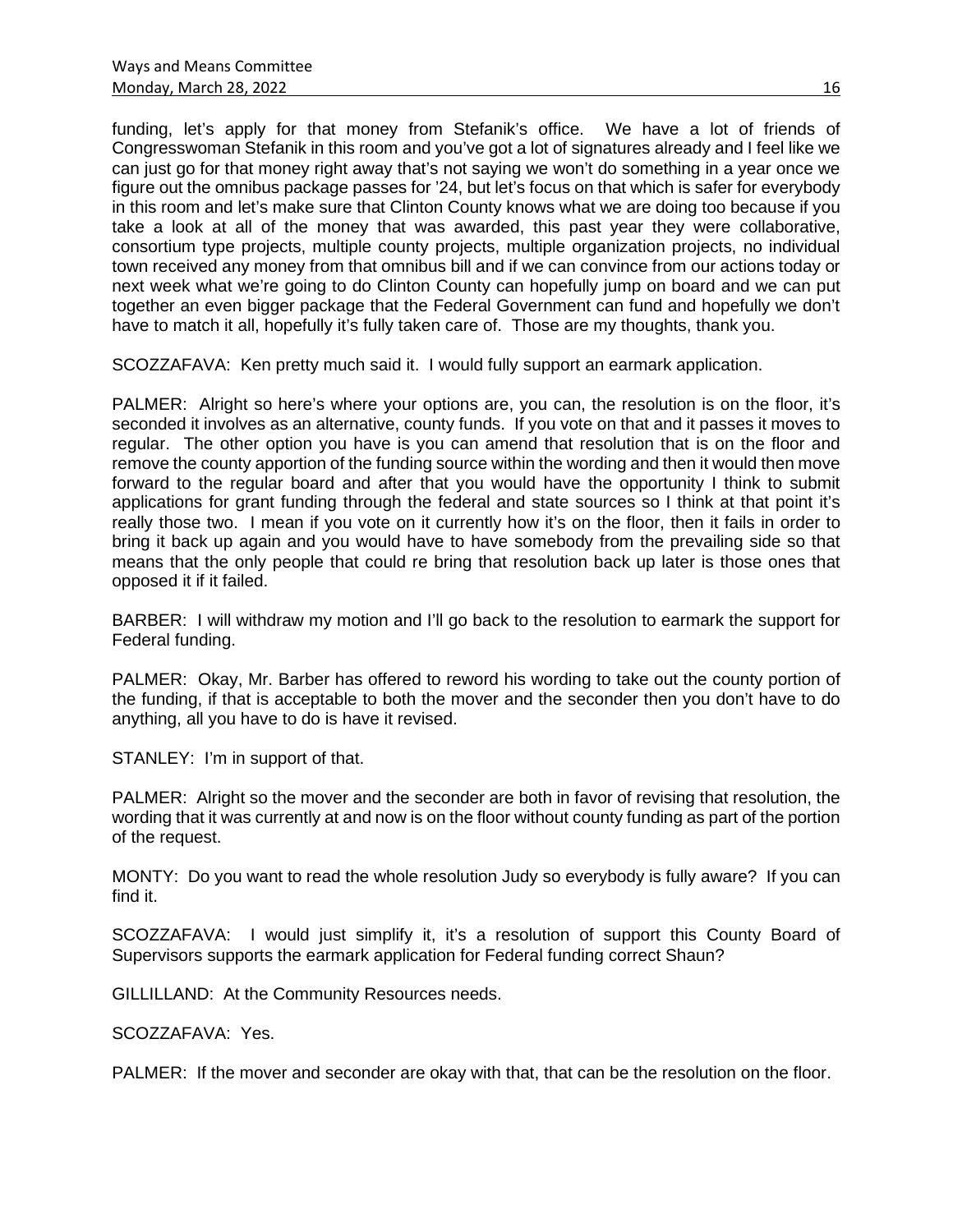funding, let's apply for that money from Stefanik's office. We have a lot of friends of Congresswoman Stefanik in this room and you've got a lot of signatures already and I feel like we can just go for that money right away that's not saying we won't do something in a year once we figure out the omnibus package passes for '24, but let's focus on that which is safer for everybody in this room and let's make sure that Clinton County knows what we are doing too because if you take a look at all of the money that was awarded, this past year they were collaborative, consortium type projects, multiple county projects, multiple organization projects, no individual town received any money from that omnibus bill and if we can convince from our actions today or next week what we're going to do Clinton County can hopefully jump on board and we can put together an even bigger package that the Federal Government can fund and hopefully we don't have to match it all, hopefully it's fully taken care of. Those are my thoughts, thank you.

SCOZZAFAVA: Ken pretty much said it. I would fully support an earmark application.

PALMER: Alright so here's where your options are, you can, the resolution is on the floor, it's seconded it involves as an alternative, county funds. If you vote on that and it passes it moves to regular. The other option you have is you can amend that resolution that is on the floor and remove the county apportion of the funding source within the wording and then it would then move forward to the regular board and after that you would have the opportunity I think to submit applications for grant funding through the federal and state sources so I think at that point it's really those two. I mean if you vote on it currently how it's on the floor, then it fails in order to bring it back up again and you would have to have somebody from the prevailing side so that means that the only people that could re bring that resolution back up later is those ones that opposed it if it failed.

BARBER: I will withdraw my motion and I'll go back to the resolution to earmark the support for Federal funding.

PALMER: Okay, Mr. Barber has offered to reword his wording to take out the county portion of the funding, if that is acceptable to both the mover and the seconder then you don't have to do anything, all you have to do is have it revised.

STANLEY: I'm in support of that.

PALMER: Alright so the mover and the seconder are both in favor of revising that resolution, the wording that it was currently at and now is on the floor without county funding as part of the portion of the request.

MONTY: Do you want to read the whole resolution Judy so everybody is fully aware? If you can find it.

SCOZZAFAVA: I would just simplify it, it's a resolution of support this County Board of Supervisors supports the earmark application for Federal funding correct Shaun?

GILLILLAND: At the Community Resources needs.

SCOZZAFAVA: Yes.

PALMER: If the mover and seconder are okay with that, that can be the resolution on the floor.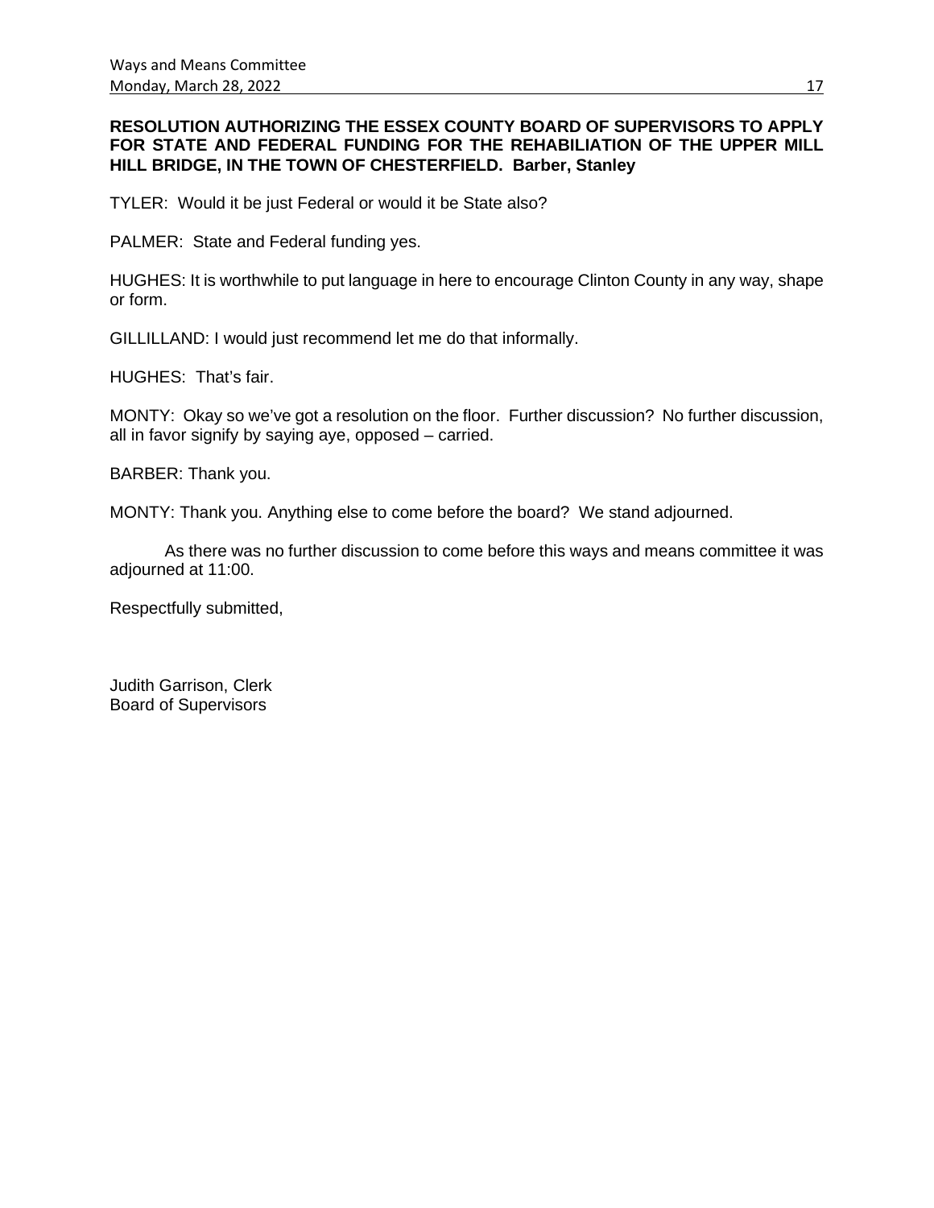**RESOLUTION AUTHORIZING THE ESSEX COUNTY BOARD OF SUPERVISORS TO APPLY FOR STATE AND FEDERAL FUNDING FOR THE REHABILIATION OF THE UPPER MILL HILL BRIDGE, IN THE TOWN OF CHESTERFIELD. Barber, Stanley**

TYLER: Would it be just Federal or would it be State also?

PALMER: State and Federal funding yes.

HUGHES: It is worthwhile to put language in here to encourage Clinton County in any way, shape or form.

GILLILLAND: I would just recommend let me do that informally.

HUGHES: That's fair.

MONTY: Okay so we've got a resolution on the floor. Further discussion? No further discussion, all in favor signify by saying aye, opposed – carried.

BARBER: Thank you.

MONTY: Thank you. Anything else to come before the board? We stand adjourned.

As there was no further discussion to come before this ways and means committee it was adjourned at 11:00.

Respectfully submitted,

Judith Garrison, Clerk
Board of Supervisors